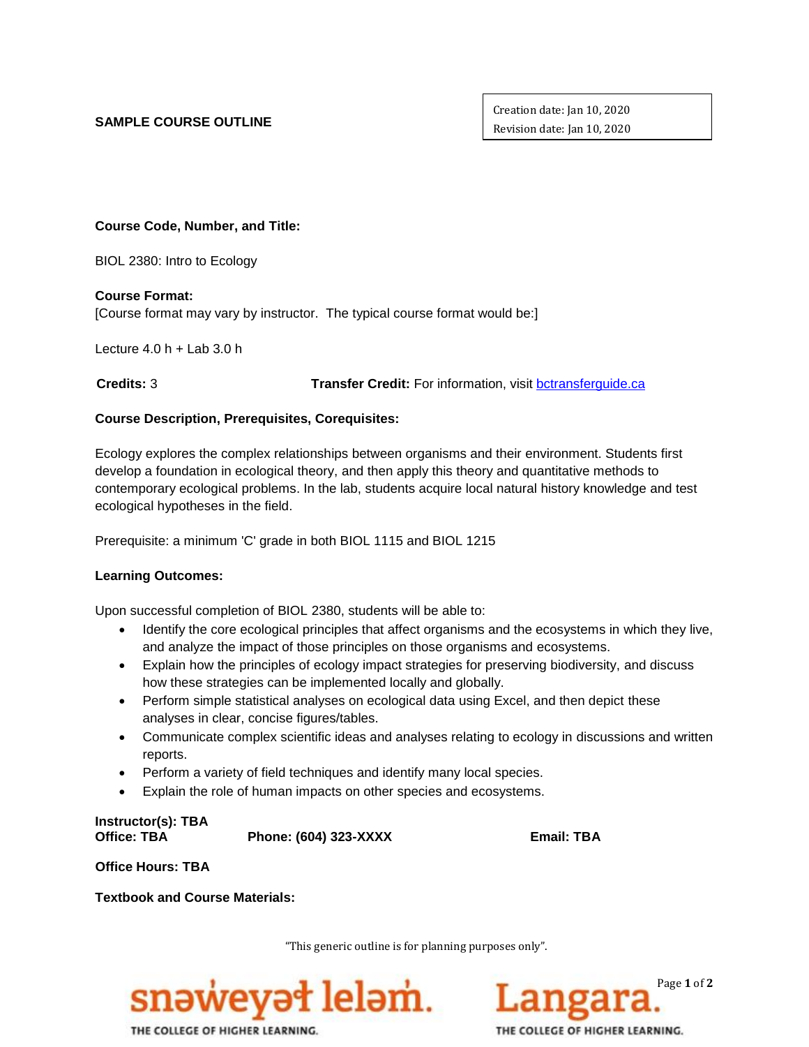**SAMPLE COURSE OUTLINE**

Creation date: Jan 10, 2020
Revision date: Jan 10, 2020

**Course Code, Number, and Title:**

BIOL 2380: Intro to Ecology

**Course Format:**
[Course format may vary by instructor. The typical course format would be:]

Lecture 4.0 h + Lab 3.0 h

**Credits:** 3 **Transfer Credit:** For information, visit bctransferguide.ca

**Course Description, Prerequisites, Corequisites:**

Ecology explores the complex relationships between organisms and their environment. Students first develop a foundation in ecological theory, and then apply this theory and quantitative methods to contemporary ecological problems. In the lab, students acquire local natural history knowledge and test ecological hypotheses in the field.

Prerequisite: a minimum 'C' grade in both BIOL 1115 and BIOL 1215

**Learning Outcomes:**

Upon successful completion of BIOL 2380, students will be able to:

- Identify the core ecological principles that affect organisms and the ecosystems in which they live, and analyze the impact of those principles on those organisms and ecosystems.
- Explain how the principles of ecology impact strategies for preserving biodiversity, and discuss how these strategies can be implemented locally and globally.
- Perform simple statistical analyses on ecological data using Excel, and then depict these analyses in clear, concise figures/tables.
- Communicate complex scientific ideas and analyses relating to ecology in discussions and written reports.
- Perform a variety of field techniques and identify many local species.
- Explain the role of human impacts on other species and ecosystems.

**Instructor(s): TBA**
**Office: TBA** **Phone: (604) 323-XXXX** **Email: TBA**

**Office Hours: TBA**

**Textbook and Course Materials:**

"This generic outline is for planning purposes only".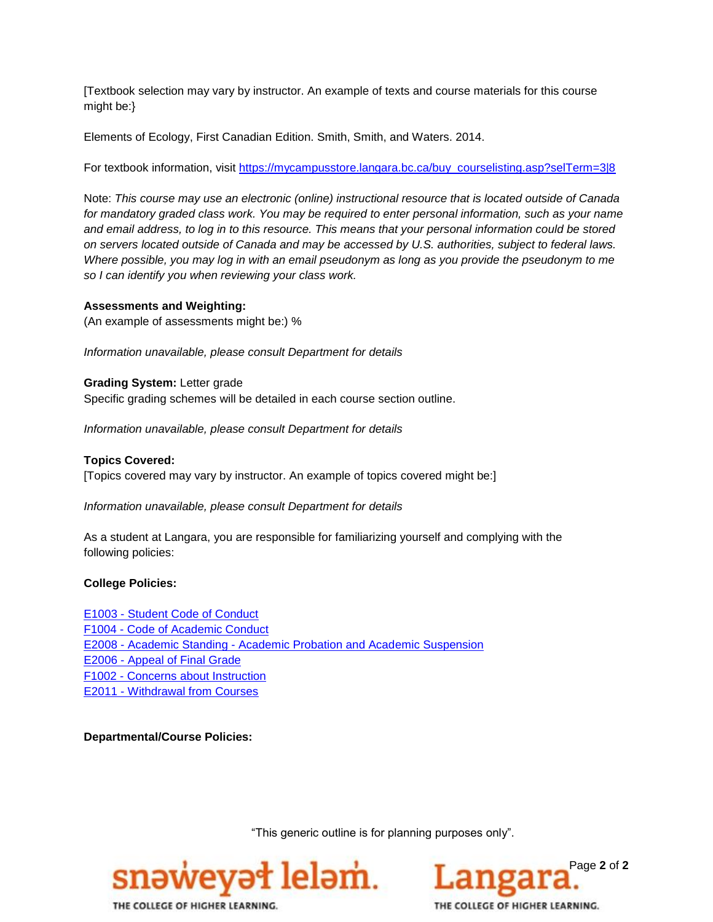[Textbook selection may vary by instructor. An example of texts and course materials for this course might be:}

Elements of Ecology, First Canadian Edition. Smith, Smith, and Waters. 2014.

For textbook information, visit [https://mycampusstore.langara.bc.ca/buy_courselisting.asp?selTerm=3|8](https://mycampusstore.langara.bc.ca/buy_courselisting.asp?selTerm=3|8)

Note: *This course may use an electronic (online) instructional resource that is located outside of Canada for mandatory graded class work. You may be required to enter personal information, such as your name and email address, to log in to this resource. This means that your personal information could be stored on servers located outside of Canada and may be accessed by U.S. authorities, subject to federal laws. Where possible, you may log in with an email pseudonym as long as you provide the pseudonym to me so I can identify you when reviewing your class work.*

**Assessments and Weighting:**
(An example of assessments might be:) %

*Information unavailable, please consult Department for details*

**Grading System:** Letter grade
Specific grading schemes will be detailed in each course section outline.

*Information unavailable, please consult Department for details*

**Topics Covered:**
[Topics covered may vary by instructor. An example of topics covered might be:]

*Information unavailable, please consult Department for details*

As a student at Langara, you are responsible for familiarizing yourself and complying with the following policies:

**College Policies:**

E1003 - Student Code of Conduct
F1004 - Code of Academic Conduct
E2008 - Academic Standing - Academic Probation and Academic Suspension
E2006 - Appeal of Final Grade
F1002 - Concerns about Instruction
E2011 - Withdrawal from Courses

**Departmental/Course Policies:**

"This generic outline is for planning purposes only".

snəw̓eyəɬ leləm̓. THE COLLEGE OF HIGHER LEARNING.

Langara. THE COLLEGE OF HIGHER LEARNING.